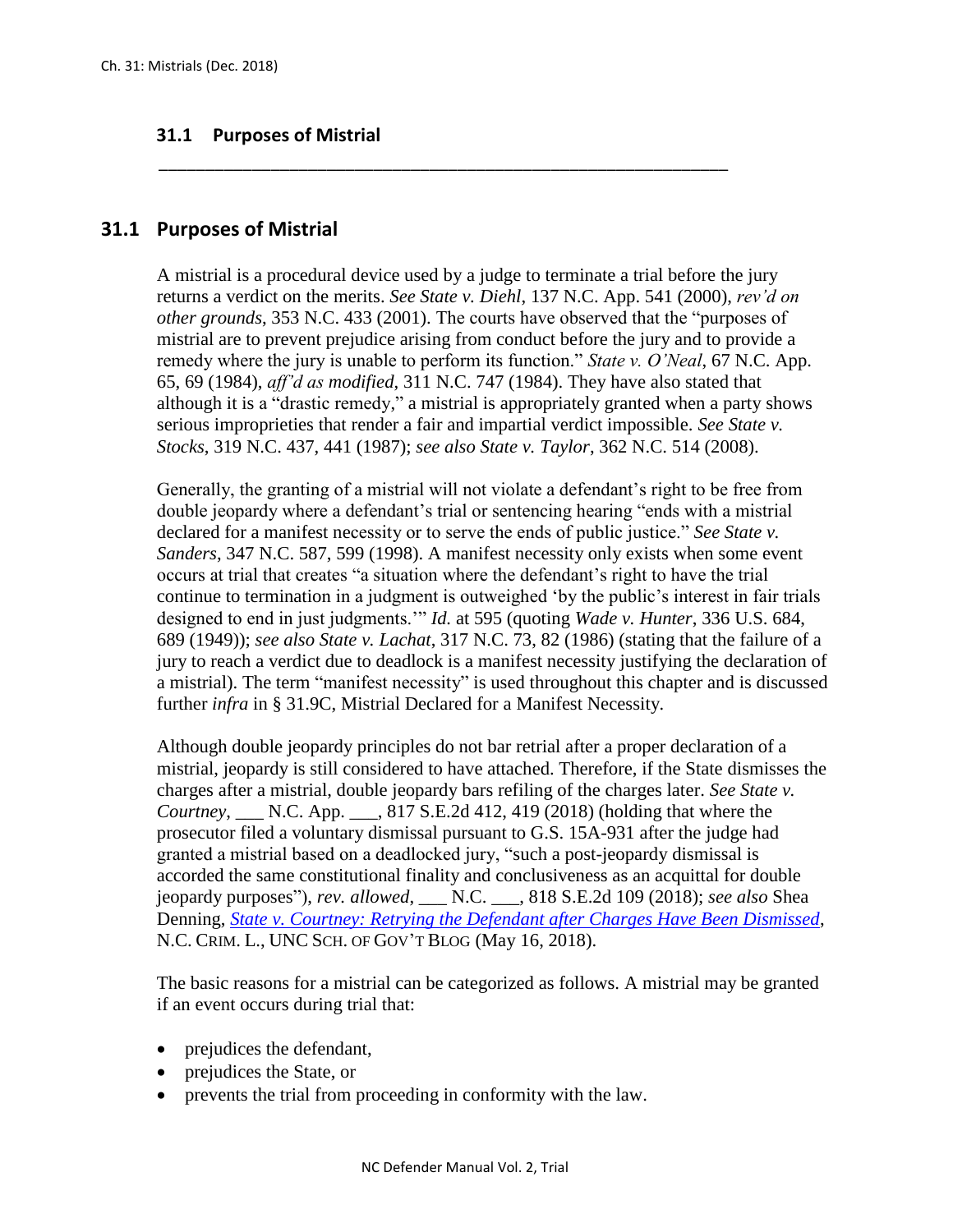## 31.1 Purposes of Mistrial

A mistrial is a procedural device used by a judge to terminate a trial before the jury returns a verdict on the merits. *See State v. Diehl*, 137 N.C. App. 541 (2000), *rev'd on other grounds*, 353 N.C. 433 (2001). The courts have observed that the "purposes of mistrial are to prevent prejudice arising from conduct before the jury and to provide a remedy where the jury is unable to perform its function." *State v. O'Neal*, 67 N.C. App. 65, 69 (1984), *aff'd as modified*, 311 N.C. 747 (1984). They have also stated that although it is a "drastic remedy," a mistrial is appropriately granted when a party shows serious improprieties that render a fair and impartial verdict impossible. *See State v. Stocks*, 319 N.C. 437, 441 (1987); *see also State v. Taylor*, 362 N.C. 514 (2008).

Generally, the granting of a mistrial will not violate a defendant's right to be free from double jeopardy where a defendant's trial or sentencing hearing "ends with a mistrial declared for a manifest necessity or to serve the ends of public justice." *See State v. Sanders*, 347 N.C. 587, 599 (1998). A manifest necessity only exists when some event occurs at trial that creates "a situation where the defendant's right to have the trial continue to termination in a judgment is outweighed 'by the public's interest in fair trials designed to end in just judgments.'" *Id.* at 595 (quoting *Wade v. Hunter*, 336 U.S. 684, 689 (1949)); *see also State v. Lachat*, 317 N.C. 73, 82 (1986) (stating that the failure of a jury to reach a verdict due to deadlock is a manifest necessity justifying the declaration of a mistrial). The term "manifest necessity" is used throughout this chapter and is discussed further *infra* in § 31.9C, Mistrial Declared for a Manifest Necessity.

Although double jeopardy principles do not bar retrial after a proper declaration of a mistrial, jeopardy is still considered to have attached. Therefore, if the State dismisses the charges after a mistrial, double jeopardy bars refiling of the charges later. *See State v. Courtney*, ___ N.C. App. ___, 817 S.E.2d 412, 419 (2018) (holding that where the prosecutor filed a voluntary dismissal pursuant to G.S. 15A-931 after the judge had granted a mistrial based on a deadlocked jury, "such a post-jeopardy dismissal is accorded the same constitutional finality and conclusiveness as an acquittal for double jeopardy purposes"), *rev. allowed*, ___ N.C. ___, 818 S.E.2d 109 (2018); *see also* Shea Denning, *State v. Courtney: Retrying the Defendant after Charges Have Been Dismissed*, N.C. CRIM. L., UNC SCH. OF GOV'T BLOG (May 16, 2018).

The basic reasons for a mistrial can be categorized as follows. A mistrial may be granted if an event occurs during trial that:

- prejudices the defendant,
- prejudices the State, or
- prevents the trial from proceeding in conformity with the law.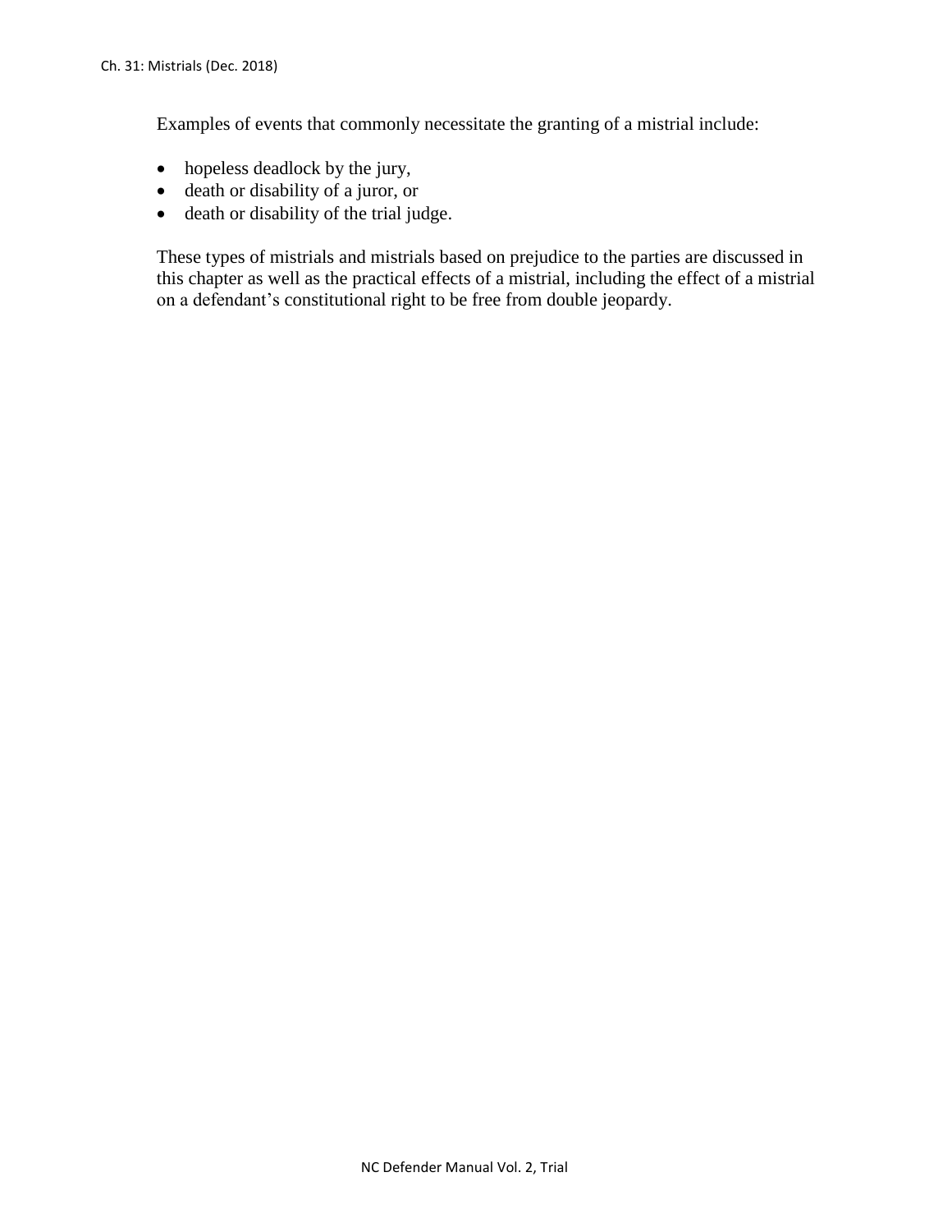Examples of events that commonly necessitate the granting of a mistrial include:

- hopeless deadlock by the jury,
- death or disability of a juror, or
- death or disability of the trial judge.

These types of mistrials and mistrials based on prejudice to the parties are discussed in this chapter as well as the practical effects of a mistrial, including the effect of a mistrial on a defendant's constitutional right to be free from double jeopardy.